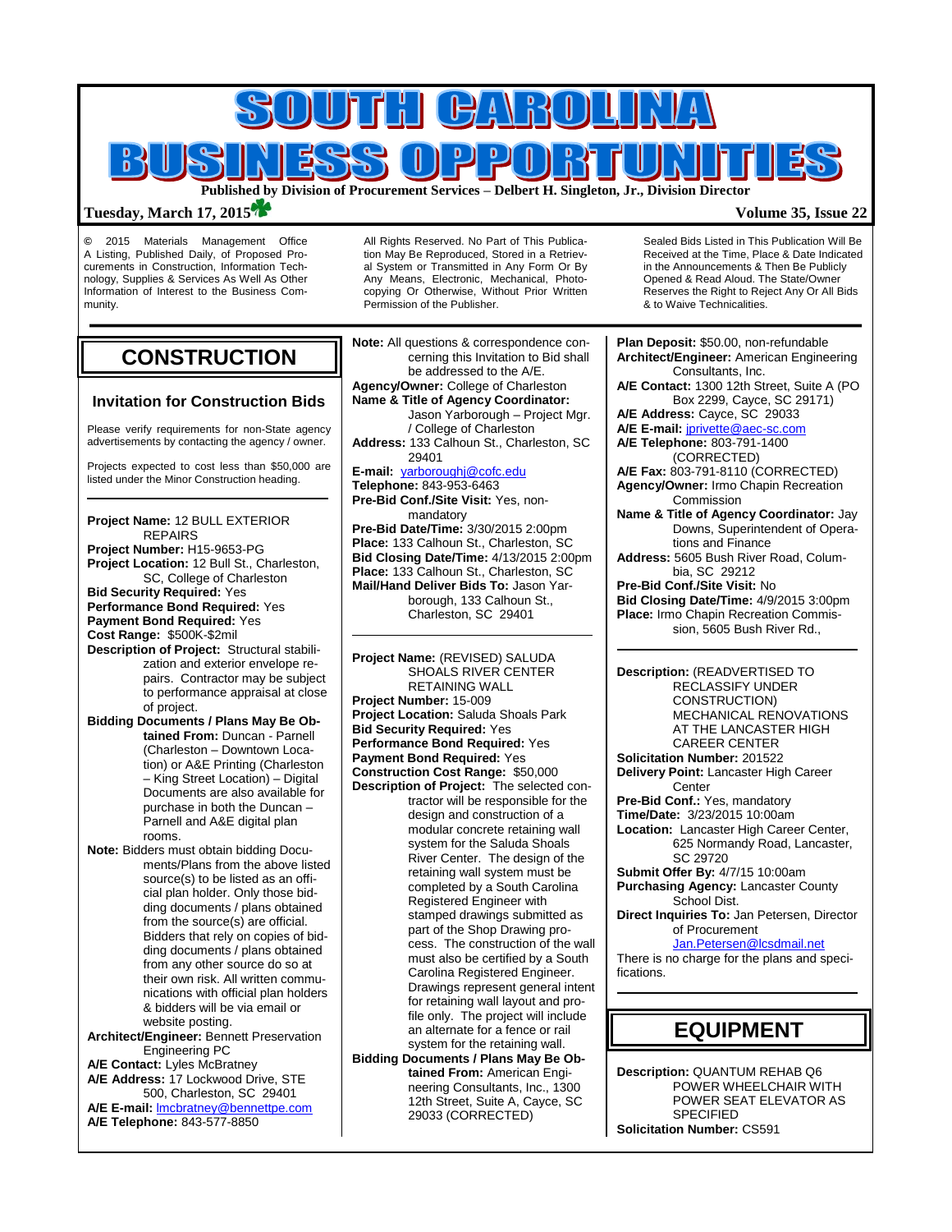# SOUTH CAROLINA BUSINESS OPPORTUNITIES

**Published by Division of Procurement Services – Delbert H. Singleton, Jr., Division Director**

**Tuesday, March 17, 2015** **Volume 35, Issue 22**

© 2015 Materials Management Office A Listing, Published Daily, of Proposed Procurements in Construction, Information Technology, Supplies & Services As Well As Other Information of Interest to the Business Community.

All Rights Reserved. No Part of This Publication May Be Reproduced, Stored in a Retrieval System or Transmitted in Any Form Or By Any Means, Electronic, Mechanical, Photocopying Or Otherwise, Without Prior Written Permission of the Publisher.

Sealed Bids Listed in This Publication Will Be Received at the Time, Place & Date Indicated in the Announcements & Then Be Publicly Opened & Read Aloud. The State/Owner Reserves the Right to Reject Any Or All Bids & to Waive Technicalities.

# CONSTRUCTION

## Invitation for Construction Bids

Please verify requirements for non-State agency advertisements by contacting the agency / owner.

Projects expected to cost less than $50,000 are listed under the Minor Construction heading.

---

**Project Name:** 12 BULL EXTERIOR REPAIRS
**Project Number:** H15-9653-PG
**Project Location:** 12 Bull St., Charleston, SC, College of Charleston
**Bid Security Required:** Yes
**Performance Bond Required:** Yes
**Payment Bond Required:** Yes
**Cost Range:** $500K-$2mil
**Description of Project:** Structural stabilization and exterior envelope repairs. Contractor may be subject to performance appraisal at close of project.
**Bidding Documents / Plans May Be Obtained From:** Duncan - Parnell (Charleston – Downtown Location) or A&E Printing (Charleston – King Street Location) – Digital Documents are also available for purchase in both the Duncan – Parnell and A&E digital plan rooms.
**Note:** Bidders must obtain bidding Documents/Plans from the above listed source(s) to be listed as an official plan holder. Only those bidding documents / plans obtained from the source(s) are official. Bidders that rely on copies of bidding documents / plans obtained from any other source do so at their own risk. All written communications with official plan holders & bidders will be via email or website posting.
**Architect/Engineer:** Bennett Preservation Engineering PC
**A/E Contact:** Lyles McBratney
**A/E Address:** 17 Lockwood Drive, STE 500, Charleston, SC 29401
**A/E E-mail:** lmcbratney@bennettpe.com
**A/E Telephone:** 843-577-8850
**Note:** All questions & correspondence concerning this Invitation to Bid shall be addressed to the A/E.
**Agency/Owner:** College of Charleston
**Name & Title of Agency Coordinator:** Jason Yarborough – Project Mgr. / College of Charleston
**Address:** 133 Calhoun St., Charleston, SC 29401
**E-mail:** yarboroughj@cofc.edu
**Telephone:** 843-953-6463
**Pre-Bid Conf./Site Visit:** Yes, non-mandatory
**Pre-Bid Date/Time:** 3/30/2015 2:00pm
**Place:** 133 Calhoun St., Charleston, SC
**Bid Closing Date/Time:** 4/13/2015 2:00pm
**Place:** 133 Calhoun St., Charleston, SC
**Mail/Hand Deliver Bids To:** Jason Yarborough, 133 Calhoun St., Charleston, SC 29401

---

**Project Name:** (REVISED) SALUDA SHOALS RIVER CENTER RETAINING WALL
**Project Number:** 15-009
**Project Location:** Saluda Shoals Park
**Bid Security Required:** Yes
**Performance Bond Required:** Yes
**Payment Bond Required:** Yes
**Construction Cost Range:** $50,000
**Description of Project:** The selected contractor will be responsible for the design and construction of a modular concrete retaining wall system for the Saluda Shoals River Center. The design of the retaining wall system must be completed by a South Carolina Registered Engineer with stamped drawings submitted as part of the Shop Drawing process. The construction of the wall must also be certified by a South Carolina Registered Engineer. Drawings represent general intent for retaining wall layout and profile only. The project will include an alternate for a fence or rail system for the retaining wall.
**Bidding Documents / Plans May Be Obtained From:** American Engineering Consultants, Inc., 1300 12th Street, Suite A, Cayce, SC 29033 (CORRECTED)
**Plan Deposit:** $50.00, non-refundable
**Architect/Engineer:** American Engineering Consultants, Inc.
**A/E Contact:** 1300 12th Street, Suite A (PO Box 2299, Cayce, SC 29171)
**A/E Address:** Cayce, SC 29033
**A/E E-mail:** jprivette@aec-sc.com
**A/E Telephone:** 803-791-1400 (CORRECTED)
**A/E Fax:** 803-791-8110 (CORRECTED)
**Agency/Owner:** Irmo Chapin Recreation Commission
**Name & Title of Agency Coordinator:** Jay Downs, Superintendent of Operations and Finance
**Address:** 5605 Bush River Road, Columbia, SC 29212
**Pre-Bid Conf./Site Visit:** No
**Bid Closing Date/Time:** 4/9/2015 3:00pm
**Place:** Irmo Chapin Recreation Commission, 5605 Bush River Rd.,

---

**Description:** (READVERTISED TO RECLASSIFY UNDER CONSTRUCTION) MECHANICAL RENOVATIONS AT THE LANCASTER HIGH CAREER CENTER
**Solicitation Number:** 201522
**Delivery Point:** Lancaster High Career Center
**Pre-Bid Conf.:** Yes, mandatory
**Time/Date:** 3/23/2015 10:00am
**Location:** Lancaster High Career Center, 625 Normandy Road, Lancaster, SC 29720
**Submit Offer By:** 4/7/15 10:00am
**Purchasing Agency:** Lancaster County School Dist.
**Direct Inquiries To:** Jan Petersen, Director of Procurement Jan.Petersen@lcsdmail.net
There is no charge for the plans and specifications.

---

# EQUIPMENT

**Description:** QUANTUM REHAB Q6 POWER WHEELCHAIR WITH POWER SEAT ELEVATOR AS SPECIFIED
**Solicitation Number:** CS591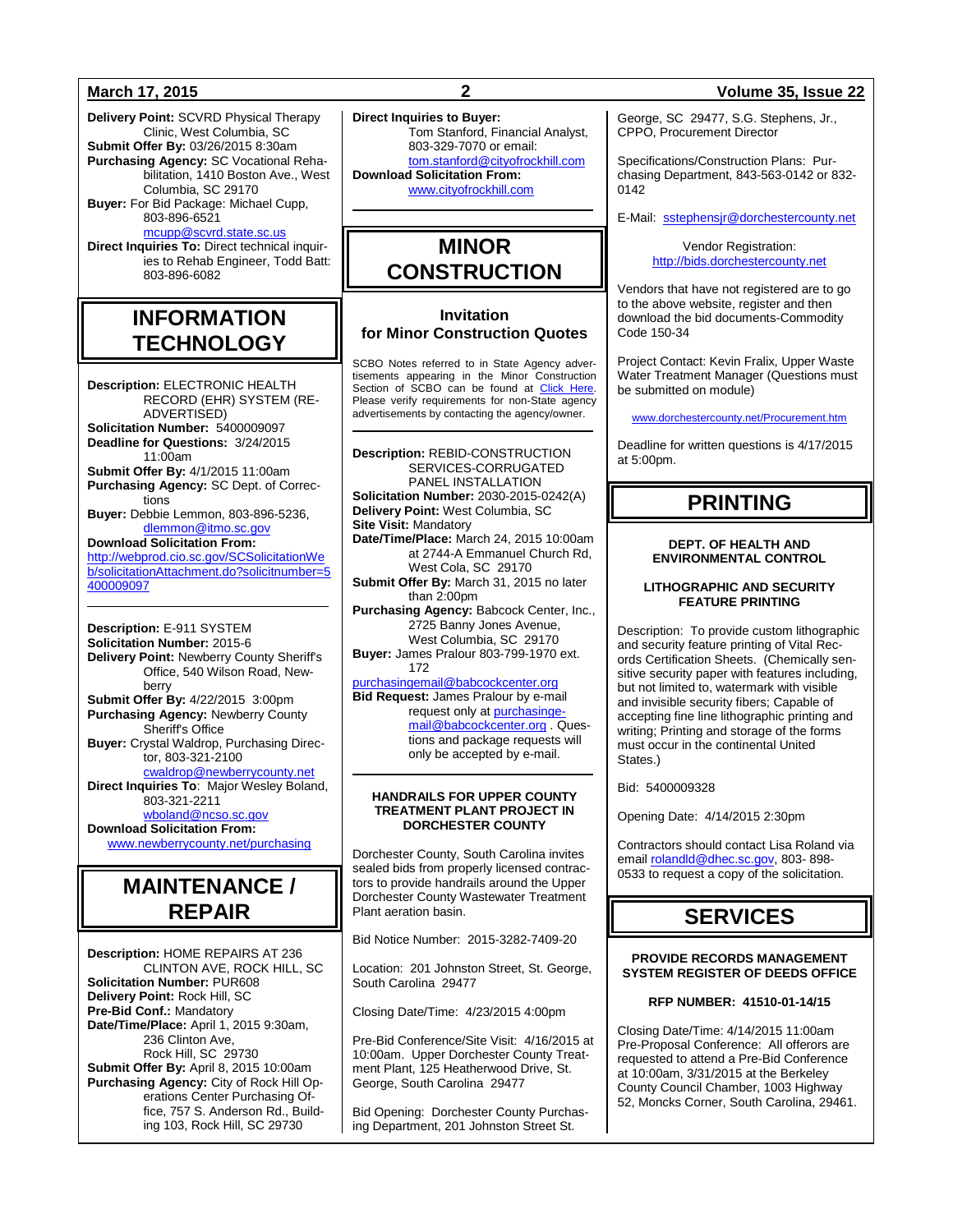**Delivery Point:** SCVRD Physical Therapy Clinic, West Columbia, SC
**Submit Offer By:** 03/26/2015 8:30am
**Purchasing Agency:** SC Vocational Rehabilitation, 1410 Boston Ave., West Columbia, SC 29170
**Buyer:** For Bid Package: Michael Cupp, 803-896-6521
mcupp@scvrd.state.sc.us
**Direct Inquiries To:** Direct technical inquiries to Rehab Engineer, Todd Batt: 803-896-6082

# INFORMATION TECHNOLOGY

**Description:** ELECTRONIC HEALTH RECORD (EHR) SYSTEM (RE-ADVERTISED)
**Solicitation Number:** 5400009097
**Deadline for Questions:** 3/24/2015 11:00am
**Submit Offer By:** 4/1/2015 11:00am
**Purchasing Agency:** SC Dept. of Corrections
**Buyer:** Debbie Lemmon, 803-896-5236, dlemmon@itmo.sc.gov
**Download Solicitation From:**
http://webprod.cio.sc.gov/SCSolicitationWeb/solicitationAttachment.do?solicitnumber=5400009097

---

**Description:** E-911 SYSTEM
**Solicitation Number:** 2015-6
**Delivery Point:** Newberry County Sheriff's Office, 540 Wilson Road, Newberry
**Submit Offer By:** 4/22/2015 3:00pm
**Purchasing Agency:** Newberry County Sheriff's Office
**Buyer:** Crystal Waldrop, Purchasing Director, 803-321-2100
cwaldrop@newberrycounty.net
**Direct Inquiries To**: Major Wesley Boland, 803-321-2211
wboland@ncso.sc.gov
**Download Solicitation From:**
www.newberrycounty.net/purchasing

# MAINTENANCE / REPAIR

**Description:** HOME REPAIRS AT 236 CLINTON AVE, ROCK HILL, SC
**Solicitation Number:** PUR608
**Delivery Point:** Rock Hill, SC
**Pre-Bid Conf.:** Mandatory
**Date/Time/Place:** April 1, 2015 9:30am, 236 Clinton Ave, Rock Hill, SC 29730
**Submit Offer By:** April 8, 2015 10:00am
**Purchasing Agency:** City of Rock Hill Operations Center Purchasing Office, 757 S. Anderson Rd., Building 103, Rock Hill, SC 29730
**Direct Inquiries to Buyer:**
Tom Stanford, Financial Analyst, 803-329-7070 or email:
tom.stanford@cityofrockhill.com
**Download Solicitation From:**
www.cityofrockhill.com

# MINOR CONSTRUCTION

## Invitation for Minor Construction Quotes

SCBO Notes referred to in State Agency advertisements appearing in the Minor Construction Section of SCBO can be found at Click Here. Please verify requirements for non-State agency advertisements by contacting the agency/owner.

---

**Description:** REBID-CONSTRUCTION SERVICES-CORRUGATED PANEL INSTALLATION
**Solicitation Number:** 2030-2015-0242(A)
**Delivery Point:** West Columbia, SC
**Site Visit:** Mandatory
**Date/Time/Place:** March 24, 2015 10:00am at 2744-A Emmanuel Church Rd, West Cola, SC 29170
**Submit Offer By:** March 31, 2015 no later than 2:00pm
**Purchasing Agency:** Babcock Center, Inc., 2725 Banny Jones Avenue, West Columbia, SC 29170
**Buyer:** James Pralour 803-799-1970 ext. 172
purchasingemail@babcockcenter.org
**Bid Request:** James Pralour by e-mail request only at purchasingemail@babcockcenter.org . Questions and package requests will only be accepted by e-mail.

---

**HANDRAILS FOR UPPER COUNTY TREATMENT PLANT PROJECT IN DORCHESTER COUNTY**

Dorchester County, South Carolina invites sealed bids from properly licensed contractors to provide handrails around the Upper Dorchester County Wastewater Treatment Plant aeration basin.

Bid Notice Number: 2015-3282-7409-20

Location: 201 Johnston Street, St. George, South Carolina 29477

Closing Date/Time: 4/23/2015 4:00pm

Pre-Bid Conference/Site Visit: 4/16/2015 at 10:00am. Upper Dorchester County Treatment Plant, 125 Heatherwood Drive, St. George, South Carolina 29477

Bid Opening: Dorchester County Purchasing Department, 201 Johnston Street St. George, SC 29477, S.G. Stephens, Jr., CPPO, Procurement Director

Specifications/Construction Plans: Purchasing Department, 843-563-0142 or 832-0142

E-Mail: sstephensjr@dorchestercounty.net

Vendor Registration:
http://bids.dorchestercounty.net

Vendors that have not registered are to go to the above website, register and then download the bid documents-Commodity Code 150-34

Project Contact: Kevin Fralix, Upper Waste Water Treatment Manager (Questions must be submitted on module)

www.dorchestercounty.net/Procurement.htm

Deadline for written questions is 4/17/2015 at 5:00pm.

# PRINTING

**DEPT. OF HEALTH AND ENVIRONMENTAL CONTROL**

**LITHOGRAPHIC AND SECURITY FEATURE PRINTING**

Description: To provide custom lithographic and security feature printing of Vital Records Certification Sheets. (Chemically sensitive security paper with features including, but not limited to, watermark with visible and invisible security fibers; Capable of accepting fine line lithographic printing and writing; Printing and storage of the forms must occur in the continental United States.)

Bid: 5400009328

Opening Date: 4/14/2015 2:30pm

Contractors should contact Lisa Roland via email rolandld@dhec.sc.gov, 803- 898-0533 to request a copy of the solicitation.

# SERVICES

**PROVIDE RECORDS MANAGEMENT SYSTEM REGISTER OF DEEDS OFFICE**

**RFP NUMBER: 41510-01-14/15**

Closing Date/Time: 4/14/2015 11:00am
Pre-Proposal Conference: All offerors are requested to attend a Pre-Bid Conference at 10:00am, 3/31/2015 at the Berkeley County Council Chamber, 1003 Highway 52, Moncks Corner, South Carolina, 29461.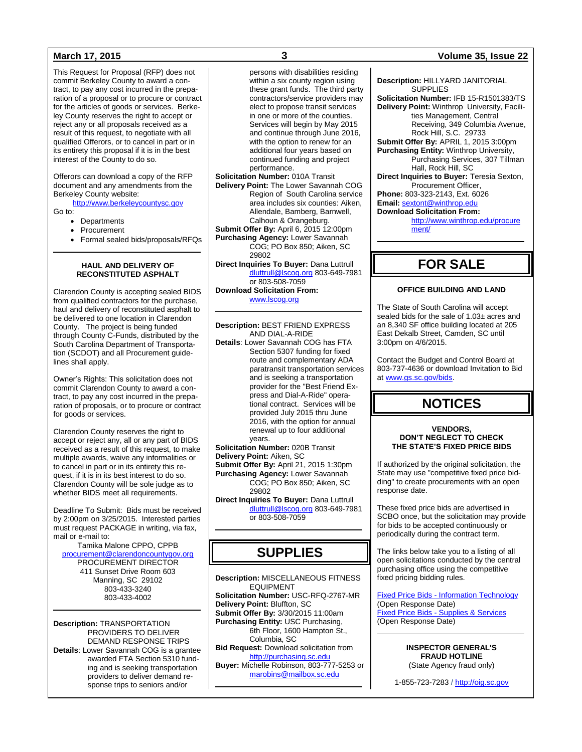This Request for Proposal (RFP) does not commit Berkeley County to award a contract, to pay any cost incurred in the preparation of a proposal or to procure or contract for the articles of goods or services. Berkeley County reserves the right to accept or reject any or all proposals received as a result of this request, to negotiate with all qualified Offerors, or to cancel in part or in its entirety this proposal if it is in the best interest of the County to do so.

Offerors can download a copy of the RFP document and any amendments from the Berkeley County website:

http://www.berkeleycountysc.gov

Go to:

- Departments
- Procurement
- Formal sealed bids/proposals/RFQs

### HAUL AND DELIVERY OF RECONSTITUTED ASPHALT

Clarendon County is accepting sealed BIDS from qualified contractors for the purchase, haul and delivery of reconstituted asphalt to be delivered to one location in Clarendon County. The project is being funded through County C-Funds, distributed by the South Carolina Department of Transportation (SCDOT) and all Procurement guidelines shall apply.

Owner's Rights: This solicitation does not commit Clarendon County to award a contract, to pay any cost incurred in the preparation of proposals, or to procure or contract for goods or services.

Clarendon County reserves the right to accept or reject any, all or any part of BIDS received as a result of this request, to make multiple awards, waive any informalities or to cancel in part or in its entirety this request, if it is in its best interest to do so. Clarendon County will be sole judge as to whether BIDS meet all requirements.

Deadline To Submit: Bids must be received by 2:00pm on 3/25/2015. Interested parties must request PACKAGE in writing, via fax, mail or e-mail to:

Tamika Malone CPPO, CPPB
procurement@clarendoncountygov.org
PROCUREMENT DIRECTOR
411 Sunset Drive Room 603
Manning, SC 29102
803-433-3240
803-433-4002

**Description:** TRANSPORTATION PROVIDERS TO DELIVER DEMAND RESPONSE TRIPS
**Details**: Lower Savannah COG is a grantee awarded FTA Section 5310 funding and is seeking transportation providers to deliver demand response trips to seniors and/or persons with disabilities residing within a six county region using these grant funds. The third party contractors/service providers may elect to propose transit services in one or more of the counties. Services will begin by May 2015 and continue through June 2016, with the option to renew for an additional four years based on continued funding and project performance.
**Solicitation Number:** 010A Transit
**Delivery Point:** The Lower Savannah COG Region of South Carolina service area includes six counties: Aiken, Allendale, Bamberg, Barnwell, Calhoun & Orangeburg.
**Submit Offer By:** April 6, 2015 12:00pm
**Purchasing Agency:** Lower Savannah COG; PO Box 850; Aiken, SC 29802
**Direct Inquiries To Buyer:** Dana Luttrull dluttrull@lscog.org 803-649-7981 or 803-508-7059
**Download Solicitation From:** www.lscog.org

**Description:** BEST FRIEND EXPRESS AND DIAL-A-RIDE
**Details**: Lower Savannah COG has FTA Section 5307 funding for fixed route and complementary ADA paratransit transportation services and is seeking a transportation provider for the "Best Friend Express and Dial-A-Ride" operational contract. Services will be provided July 2015 thru June 2016, with the option for annual renewal up to four additional years.
**Solicitation Number:** 020B Transit
**Delivery Point:** Aiken, SC
**Submit Offer By:** April 21, 2015 1:30pm
**Purchasing Agency:** Lower Savannah COG; PO Box 850; Aiken, SC 29802
**Direct Inquiries To Buyer:** Dana Luttrull dluttrull@lscog.org 803-649-7981 or 803-508-7059

## SUPPLIES

**Description:** MISCELLANEOUS FITNESS EQUIPMENT
**Solicitation Number:** USC-RFQ-2767-MR
**Delivery Point:** Bluffton, SC
**Submit Offer By:** 3/30/2015 11:00am
**Purchasing Entity:** USC Purchasing, 6th Floor, 1600 Hampton St., Columbia, SC
**Bid Request:** Download solicitation from http://purchasing.sc.edu
**Buyer:** Michelle Robinson, 803-777-5253 or marobins@mailbox.sc.edu

**Description:** HILLYARD JANITORIAL SUPPLIES
**Solicitation Number:** IFB 15-R1501383/TS
**Delivery Point:** Winthrop University, Facilities Management, Central Receiving, 349 Columbia Avenue, Rock Hill, S.C. 29733
**Submit Offer By:** APRIL 1, 2015 3:00pm
**Purchasing Entity:** Winthrop University, Purchasing Services, 307 Tillman Hall, Rock Hill, SC
**Direct Inquiries to Buyer:** Teresia Sexton, Procurement Officer,
**Phone:** 803-323-2143, Ext. 6026
**Email:** sextont@winthrop.edu
**Download Solicitation From:** http://www.winthrop.edu/procurement/

## FOR SALE

### OFFICE BUILDING AND LAND

The State of South Carolina will accept sealed bids for the sale of 1.03± acres and an 8,340 SF office building located at 205 East Dekalb Street, Camden, SC until 3:00pm on 4/6/2015.

Contact the Budget and Control Board at 803-737-4636 or download Invitation to Bid at www.gs.sc.gov/bids.

## NOTICES

### VENDORS, DON'T NEGLECT TO CHECK THE STATE'S FIXED PRICE BIDS

If authorized by the original solicitation, the State may use "competitive fixed price bidding" to create procurements with an open response date.

These fixed price bids are advertised in SCBO once, but the solicitation may provide for bids to be accepted continuously or periodically during the contract term.

The links below take you to a listing of all open solicitations conducted by the central purchasing office using the competitive fixed pricing bidding rules.

Fixed Price Bids - Information Technology
(Open Response Date)
Fixed Price Bids - Supplies & Services
(Open Response Date)

### INSPECTOR GENERAL'S FRAUD HOTLINE
(State Agency fraud only)

1-855-723-7283 / http://oig.sc.gov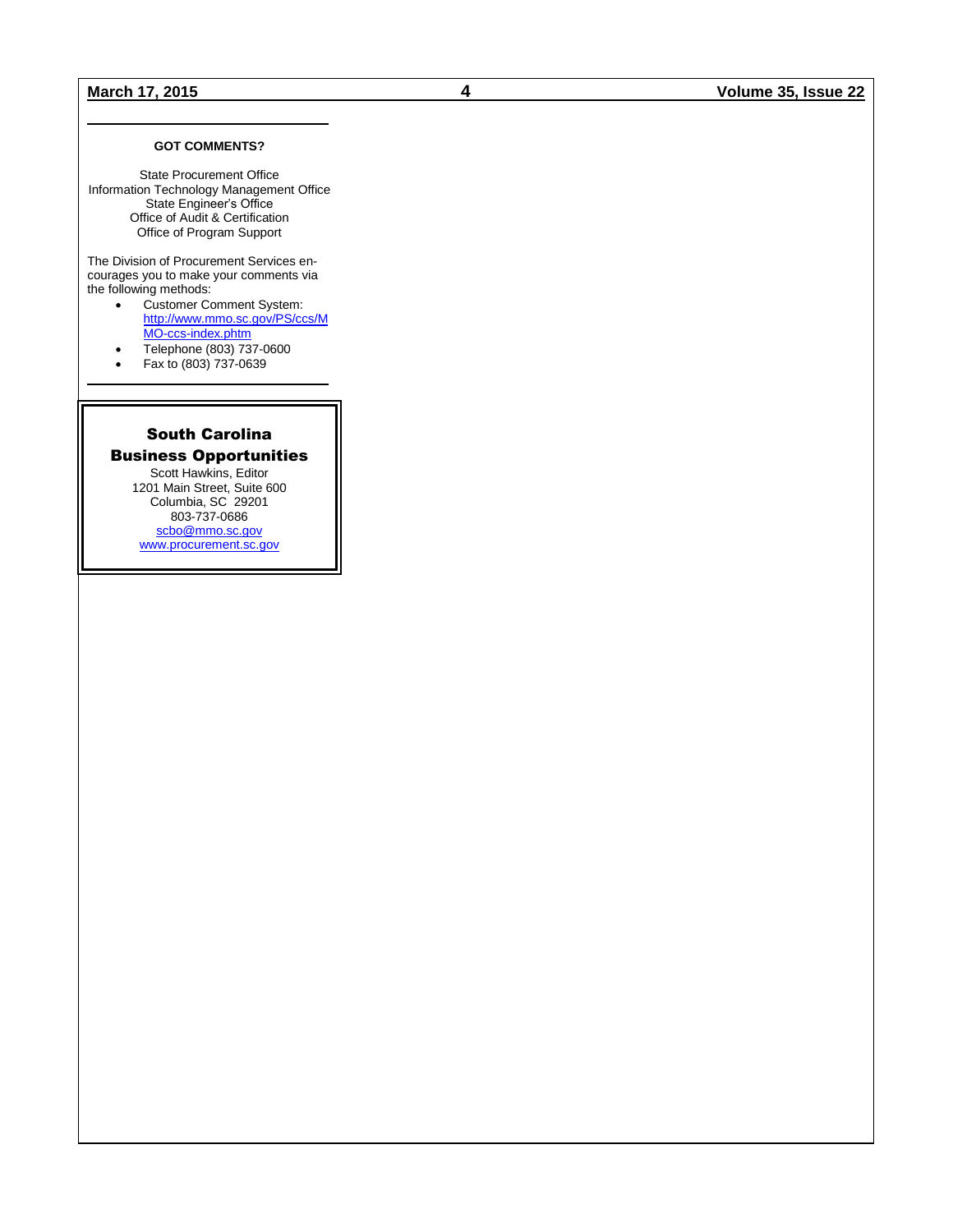**GOT COMMENTS?**

State Procurement Office
Information Technology Management Office
State Engineer's Office
Office of Audit & Certification
Office of Program Support

The Division of Procurement Services encourages you to make your comments via the following methods:

- Customer Comment System: http://www.mmo.sc.gov/PS/ccs/MMO-ccs-index.phtm
- Telephone (803) 737-0600
- Fax to (803) 737-0639

**South Carolina Business Opportunities**

Scott Hawkins, Editor
1201 Main Street, Suite 600
Columbia, SC 29201
803-737-0686
scbo@mmo.sc.gov
www.procurement.sc.gov